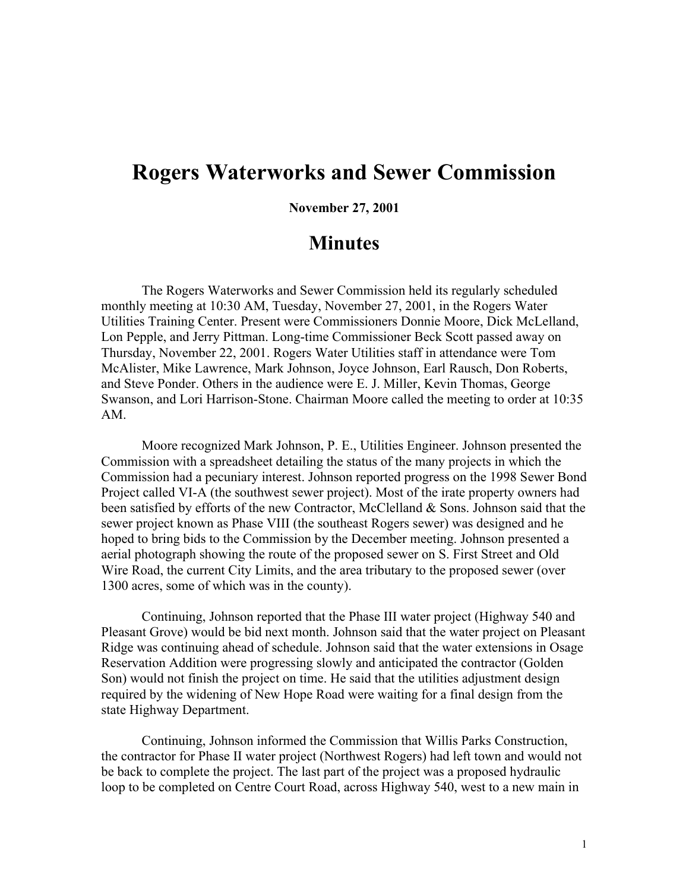# Rogers Waterworks and Sewer Commission

**November 27, 2001**

## Minutes

The Rogers Waterworks and Sewer Commission held its regularly scheduled monthly meeting at 10:30 AM, Tuesday, November 27, 2001, in the Rogers Water Utilities Training Center. Present were Commissioners Donnie Moore, Dick McLelland, Lon Pepple, and Jerry Pittman. Long-time Commissioner Beck Scott passed away on Thursday, November 22, 2001. Rogers Water Utilities staff in attendance were Tom McAlister, Mike Lawrence, Mark Johnson, Joyce Johnson, Earl Rausch, Don Roberts, and Steve Ponder. Others in the audience were E. J. Miller, Kevin Thomas, George Swanson, and Lori Harrison-Stone. Chairman Moore called the meeting to order at 10:35 AM.

Moore recognized Mark Johnson, P. E., Utilities Engineer. Johnson presented the Commission with a spreadsheet detailing the status of the many projects in which the Commission had a pecuniary interest. Johnson reported progress on the 1998 Sewer Bond Project called VI-A (the southwest sewer project). Most of the irate property owners had been satisfied by efforts of the new Contractor, McClelland & Sons. Johnson said that the sewer project known as Phase VIII (the southeast Rogers sewer) was designed and he hoped to bring bids to the Commission by the December meeting. Johnson presented a aerial photograph showing the route of the proposed sewer on S. First Street and Old Wire Road, the current City Limits, and the area tributary to the proposed sewer (over 1300 acres, some of which was in the county).

Continuing, Johnson reported that the Phase III water project (Highway 540 and Pleasant Grove) would be bid next month. Johnson said that the water project on Pleasant Ridge was continuing ahead of schedule. Johnson said that the water extensions in Osage Reservation Addition were progressing slowly and anticipated the contractor (Golden Son) would not finish the project on time. He said that the utilities adjustment design required by the widening of New Hope Road were waiting for a final design from the state Highway Department.

Continuing, Johnson informed the Commission that Willis Parks Construction, the contractor for Phase II water project (Northwest Rogers) had left town and would not be back to complete the project. The last part of the project was a proposed hydraulic loop to be completed on Centre Court Road, across Highway 540, west to a new main in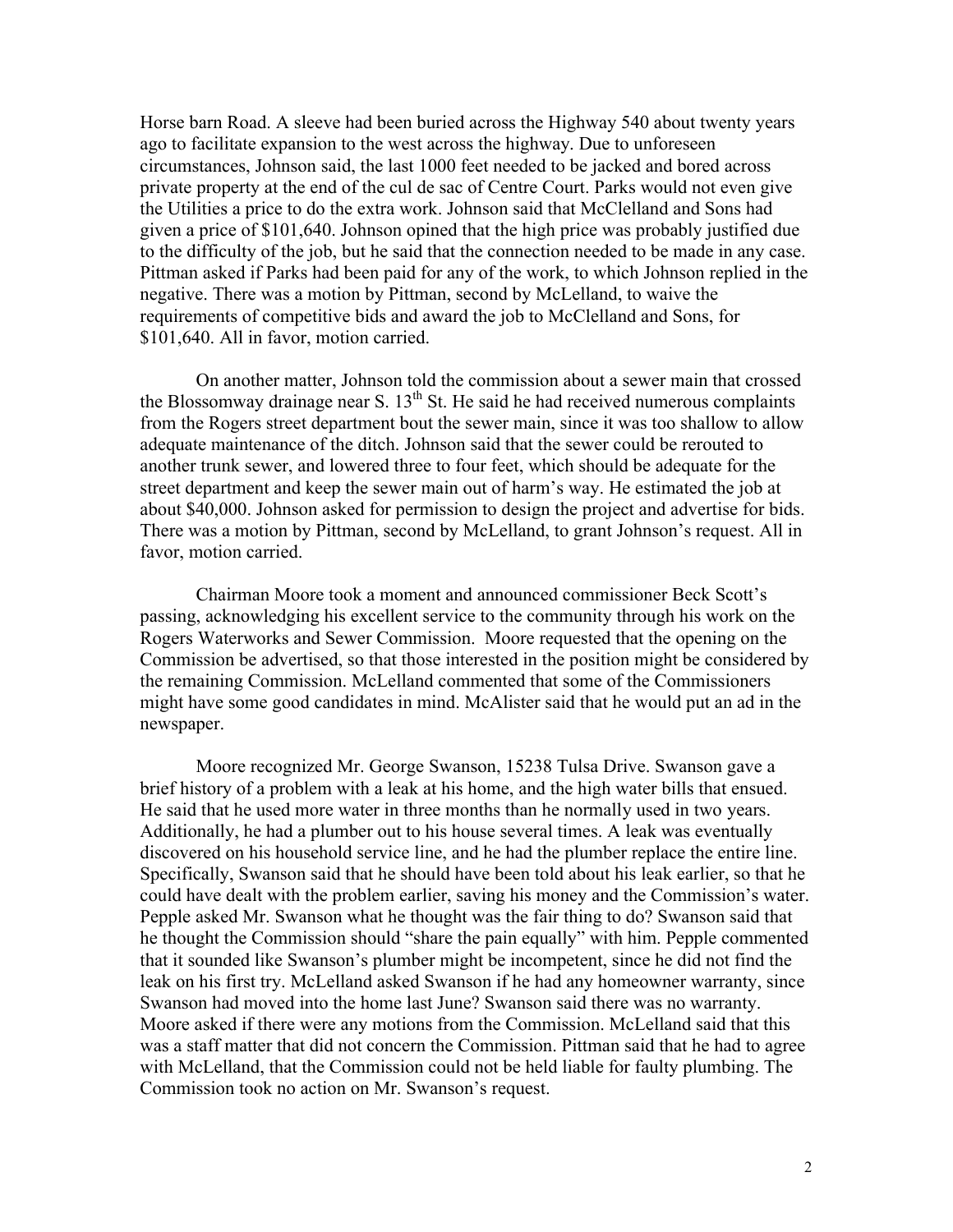Horse barn Road. A sleeve had been buried across the Highway 540 about twenty years ago to facilitate expansion to the west across the highway. Due to unforeseen circumstances, Johnson said, the last 1000 feet needed to be jacked and bored across private property at the end of the cul de sac of Centre Court. Parks would not even give the Utilities a price to do the extra work. Johnson said that McClelland and Sons had given a price of $101,640. Johnson opined that the high price was probably justified due to the difficulty of the job, but he said that the connection needed to be made in any case. Pittman asked if Parks had been paid for any of the work, to which Johnson replied in the negative. There was a motion by Pittman, second by McLelland, to waive the requirements of competitive bids and award the job to McClelland and Sons, for $101,640. All in favor, motion carried.

On another matter, Johnson told the commission about a sewer main that crossed the Blossomway drainage near S. 13th St. He said he had received numerous complaints from the Rogers street department bout the sewer main, since it was too shallow to allow adequate maintenance of the ditch. Johnson said that the sewer could be rerouted to another trunk sewer, and lowered three to four feet, which should be adequate for the street department and keep the sewer main out of harm's way. He estimated the job at about $40,000. Johnson asked for permission to design the project and advertise for bids. There was a motion by Pittman, second by McLelland, to grant Johnson's request. All in favor, motion carried.

Chairman Moore took a moment and announced commissioner Beck Scott's passing, acknowledging his excellent service to the community through his work on the Rogers Waterworks and Sewer Commission. Moore requested that the opening on the Commission be advertised, so that those interested in the position might be considered by the remaining Commission. McLelland commented that some of the Commissioners might have some good candidates in mind. McAlister said that he would put an ad in the newspaper.

Moore recognized Mr. George Swanson, 15238 Tulsa Drive. Swanson gave a brief history of a problem with a leak at his home, and the high water bills that ensued. He said that he used more water in three months than he normally used in two years. Additionally, he had a plumber out to his house several times. A leak was eventually discovered on his household service line, and he had the plumber replace the entire line. Specifically, Swanson said that he should have been told about his leak earlier, so that he could have dealt with the problem earlier, saving his money and the Commission's water. Pepple asked Mr. Swanson what he thought was the fair thing to do? Swanson said that he thought the Commission should "share the pain equally" with him. Pepple commented that it sounded like Swanson's plumber might be incompetent, since he did not find the leak on his first try. McLelland asked Swanson if he had any homeowner warranty, since Swanson had moved into the home last June? Swanson said there was no warranty. Moore asked if there were any motions from the Commission. McLelland said that this was a staff matter that did not concern the Commission. Pittman said that he had to agree with McLelland, that the Commission could not be held liable for faulty plumbing. The Commission took no action on Mr. Swanson's request.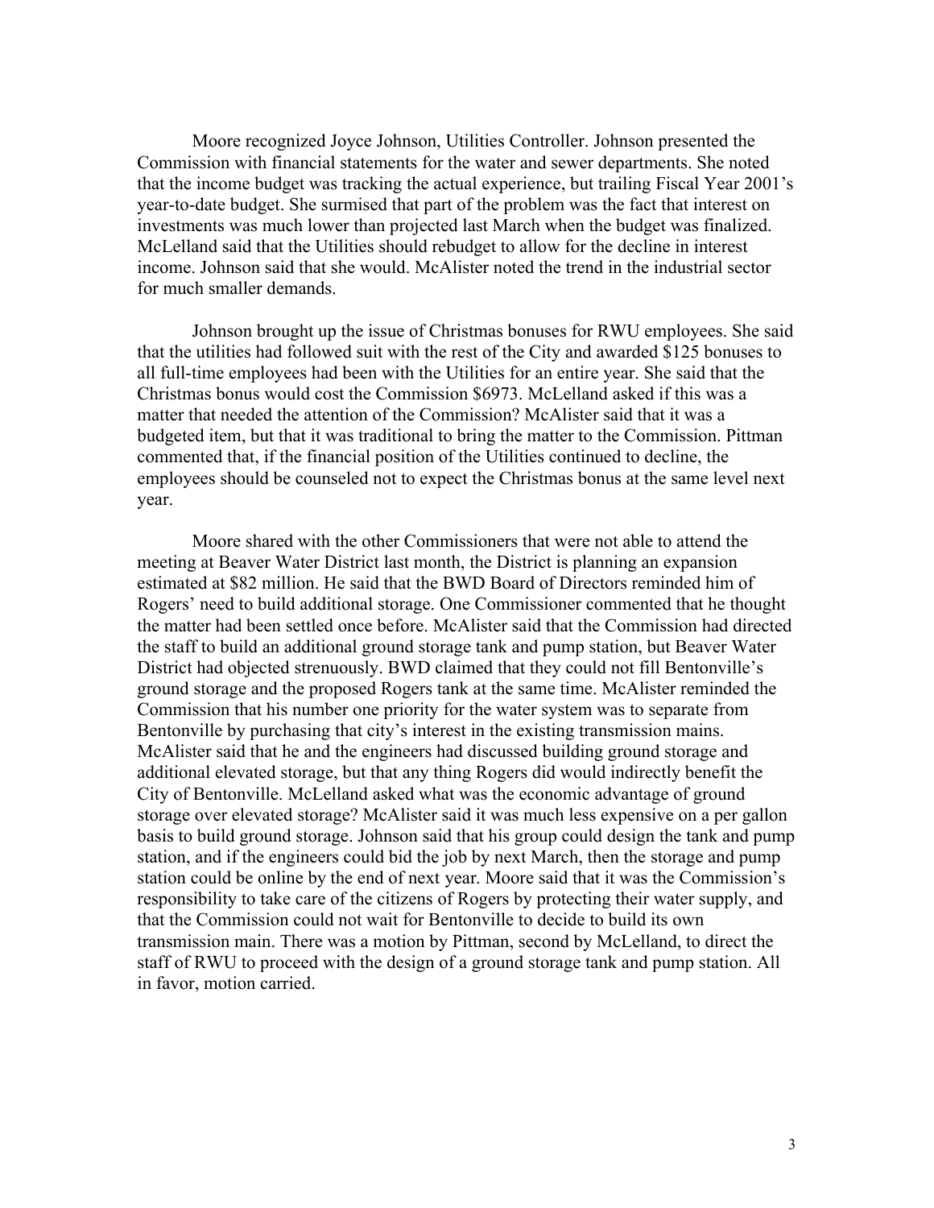Moore recognized Joyce Johnson, Utilities Controller. Johnson presented the Commission with financial statements for the water and sewer departments. She noted that the income budget was tracking the actual experience, but trailing Fiscal Year 2001's year-to-date budget. She surmised that part of the problem was the fact that interest on investments was much lower than projected last March when the budget was finalized. McLelland said that the Utilities should rebudget to allow for the decline in interest income. Johnson said that she would. McAlister noted the trend in the industrial sector for much smaller demands.

Johnson brought up the issue of Christmas bonuses for RWU employees. She said that the utilities had followed suit with the rest of the City and awarded $125 bonuses to all full-time employees had been with the Utilities for an entire year. She said that the Christmas bonus would cost the Commission $6973. McLelland asked if this was a matter that needed the attention of the Commission? McAlister said that it was a budgeted item, but that it was traditional to bring the matter to the Commission. Pittman commented that, if the financial position of the Utilities continued to decline, the employees should be counseled not to expect the Christmas bonus at the same level next year.

Moore shared with the other Commissioners that were not able to attend the meeting at Beaver Water District last month, the District is planning an expansion estimated at $82 million. He said that the BWD Board of Directors reminded him of Rogers' need to build additional storage. One Commissioner commented that he thought the matter had been settled once before. McAlister said that the Commission had directed the staff to build an additional ground storage tank and pump station, but Beaver Water District had objected strenuously. BWD claimed that they could not fill Bentonville's ground storage and the proposed Rogers tank at the same time. McAlister reminded the Commission that his number one priority for the water system was to separate from Bentonville by purchasing that city's interest in the existing transmission mains. McAlister said that he and the engineers had discussed building ground storage and additional elevated storage, but that any thing Rogers did would indirectly benefit the City of Bentonville. McLelland asked what was the economic advantage of ground storage over elevated storage? McAlister said it was much less expensive on a per gallon basis to build ground storage. Johnson said that his group could design the tank and pump station, and if the engineers could bid the job by next March, then the storage and pump station could be online by the end of next year. Moore said that it was the Commission's responsibility to take care of the citizens of Rogers by protecting their water supply, and that the Commission could not wait for Bentonville to decide to build its own transmission main. There was a motion by Pittman, second by McLelland, to direct the staff of RWU to proceed with the design of a ground storage tank and pump station. All in favor, motion carried.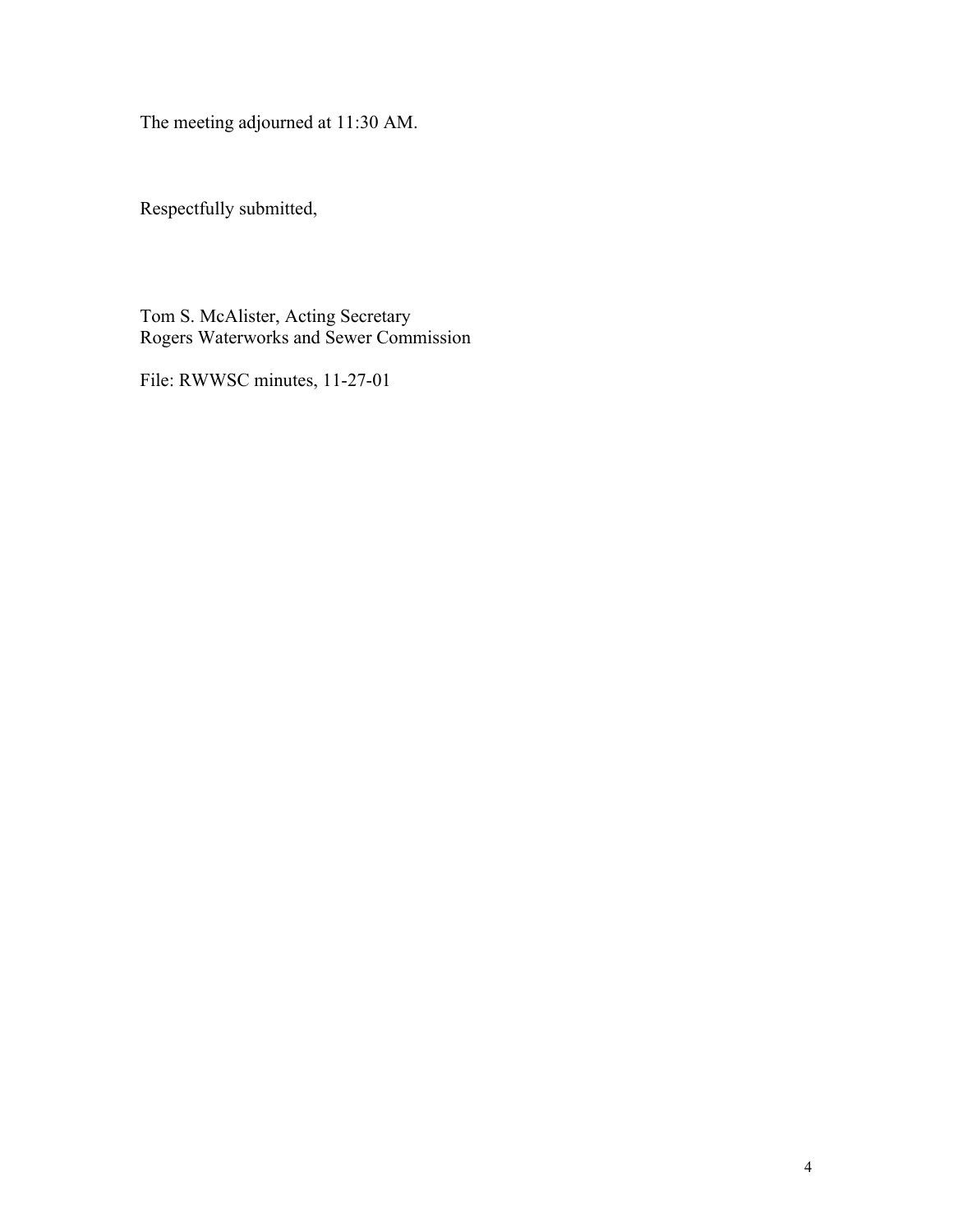The meeting adjourned at 11:30 AM.

Respectfully submitted,

Tom S. McAlister, Acting Secretary
Rogers Waterworks and Sewer Commission

File: RWWSC minutes, 11-27-01